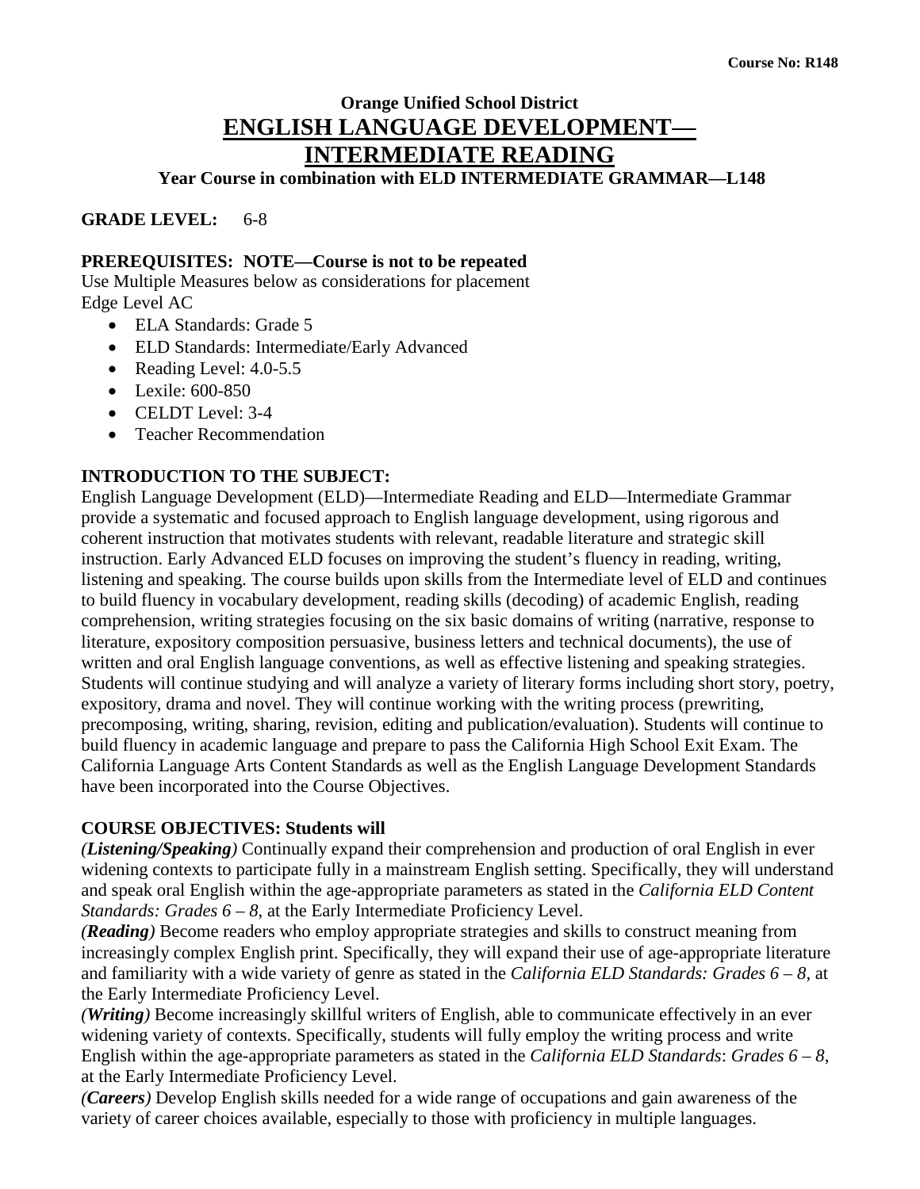Course No: R148

# Orange Unified School District

## ENGLISH LANGUAGE DEVELOPMENT— INTERMEDIATE READING

**Year Course in combination with ELD INTERMEDIATE GRAMMAR—L148**

**GRADE LEVEL:** 6-8

**PREREQUISITES: NOTE—Course is not to be repeated**

Use Multiple Measures below as considerations for placement

Edge Level AC

- ELA Standards: Grade 5
- ELD Standards: Intermediate/Early Advanced
- Reading Level: 4.0-5.5
- Lexile: 600-850
- CELDT Level: 3-4
- Teacher Recommendation

**INTRODUCTION TO THE SUBJECT:**

English Language Development (ELD)—Intermediate Reading and ELD—Intermediate Grammar provide a systematic and focused approach to English language development, using rigorous and coherent instruction that motivates students with relevant, readable literature and strategic skill instruction. Early Advanced ELD focuses on improving the student's fluency in reading, writing, listening and speaking. The course builds upon skills from the Intermediate level of ELD and continues to build fluency in vocabulary development, reading skills (decoding) of academic English, reading comprehension, writing strategies focusing on the six basic domains of writing (narrative, response to literature, expository composition persuasive, business letters and technical documents), the use of written and oral English language conventions, as well as effective listening and speaking strategies. Students will continue studying and will analyze a variety of literary forms including short story, poetry, expository, drama and novel. They will continue working with the writing process (prewriting, precomposing, writing, sharing, revision, editing and publication/evaluation). Students will continue to build fluency in academic language and prepare to pass the California High School Exit Exam. The California Language Arts Content Standards as well as the English Language Development Standards have been incorporated into the Course Objectives.

**COURSE OBJECTIVES: Students will**

***(Listening/Speaking)*** Continually expand their comprehension and production of oral English in ever widening contexts to participate fully in a mainstream English setting. Specifically, they will understand and speak oral English within the age-appropriate parameters as stated in the *California ELD Content Standards: Grades 6 – 8,* at the Early Intermediate Proficiency Level.

***(Reading)*** Become readers who employ appropriate strategies and skills to construct meaning from increasingly complex English print. Specifically, they will expand their use of age-appropriate literature and familiarity with a wide variety of genre as stated in the *California ELD Standards: Grades 6 – 8*, at the Early Intermediate Proficiency Level.

***(Writing)*** Become increasingly skillful writers of English, able to communicate effectively in an ever widening variety of contexts. Specifically, students will fully employ the writing process and write English within the age-appropriate parameters as stated in the *California ELD Standards*: *Grades 6 – 8*, at the Early Intermediate Proficiency Level.

***(Careers)*** Develop English skills needed for a wide range of occupations and gain awareness of the variety of career choices available, especially to those with proficiency in multiple languages.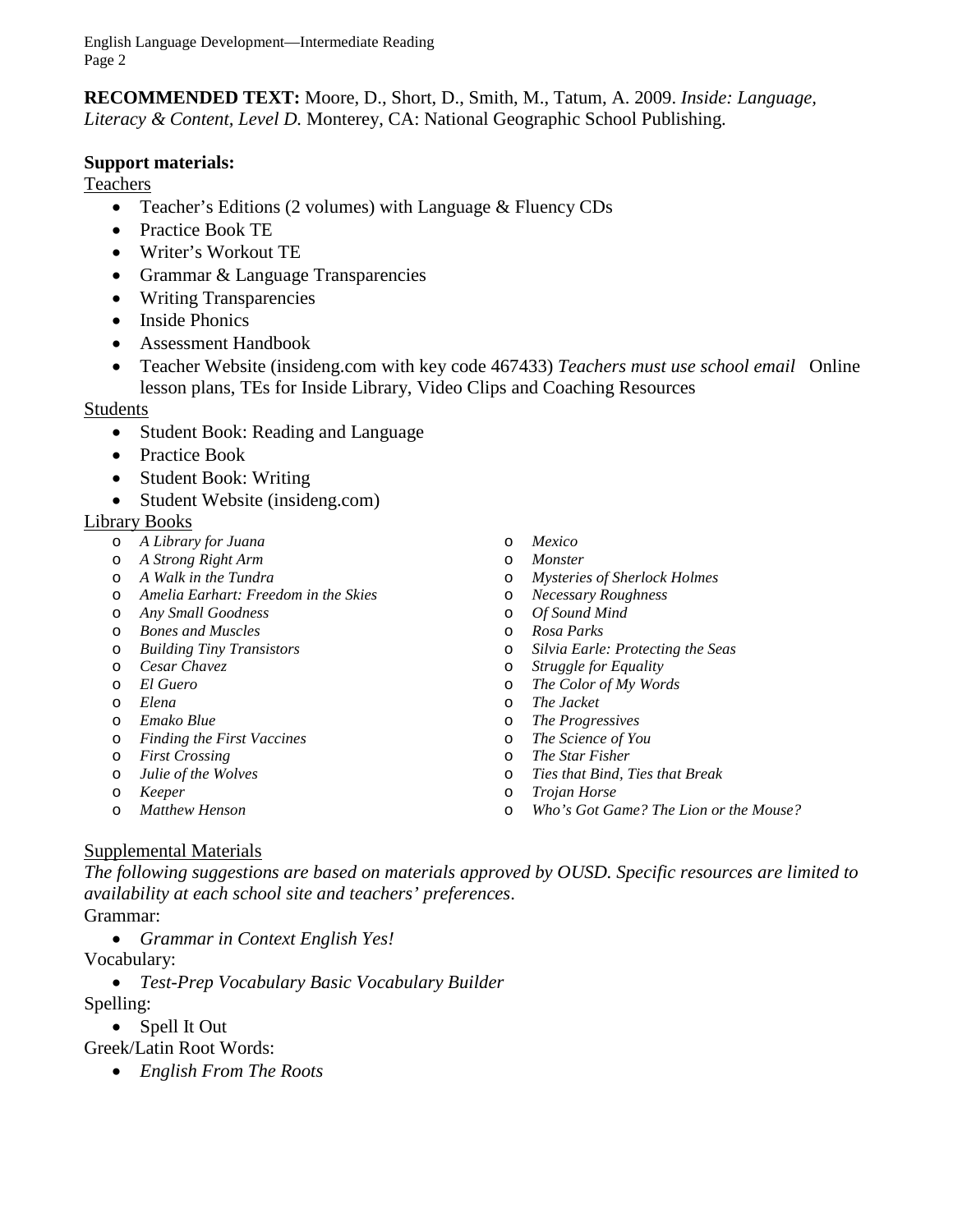**RECOMMENDED TEXT:** Moore, D., Short, D., Smith, M., Tatum, A. 2009. *Inside: Language, Literacy & Content, Level D.* Monterey, CA: National Geographic School Publishing.

**Support materials:**

Teachers

- Teacher's Editions (2 volumes) with Language & Fluency CDs
- Practice Book TE
- Writer's Workout TE
- Grammar & Language Transparencies
- Writing Transparencies
- Inside Phonics
- Assessment Handbook
- Teacher Website (insideng.com with key code 467433) *Teachers must use school email* Online lesson plans, TEs for Inside Library, Video Clips and Coaching Resources

Students

- Student Book: Reading and Language
- Practice Book
- Student Book: Writing
- Student Website (insideng.com)

Library Books

- *A Library for Juana*
- *A Strong Right Arm*
- *A Walk in the Tundra*
- *Amelia Earhart: Freedom in the Skies*
- *Any Small Goodness*
- *Bones and Muscles*
- *Building Tiny Transistors*
- *Cesar Chavez*
- *El Guero*
- *Elena*
- *Emako Blue*
- *Finding the First Vaccines*
- *First Crossing*
- *Julie of the Wolves*
- *Keeper*
- *Matthew Henson*
- *Mexico*
- *Monster*
- *Mysteries of Sherlock Holmes*
- *Necessary Roughness*
- *Of Sound Mind*
- *Rosa Parks*
- *Silvia Earle: Protecting the Seas*
- *Struggle for Equality*
- *The Color of My Words*
- *The Jacket*
- *The Progressives*
- *The Science of You*
- *The Star Fisher*
- *Ties that Bind, Ties that Break*
- *Trojan Horse*
- *Who's Got Game? The Lion or the Mouse?*

Supplemental Materials

*The following suggestions are based on materials approved by OUSD. Specific resources are limited to availability at each school site and teachers' preferences*.

Grammar:

- *Grammar in Context English Yes!*

Vocabulary:

- *Test-Prep Vocabulary Basic Vocabulary Builder*

Spelling:

- Spell It Out

Greek/Latin Root Words:

- *English From The Roots*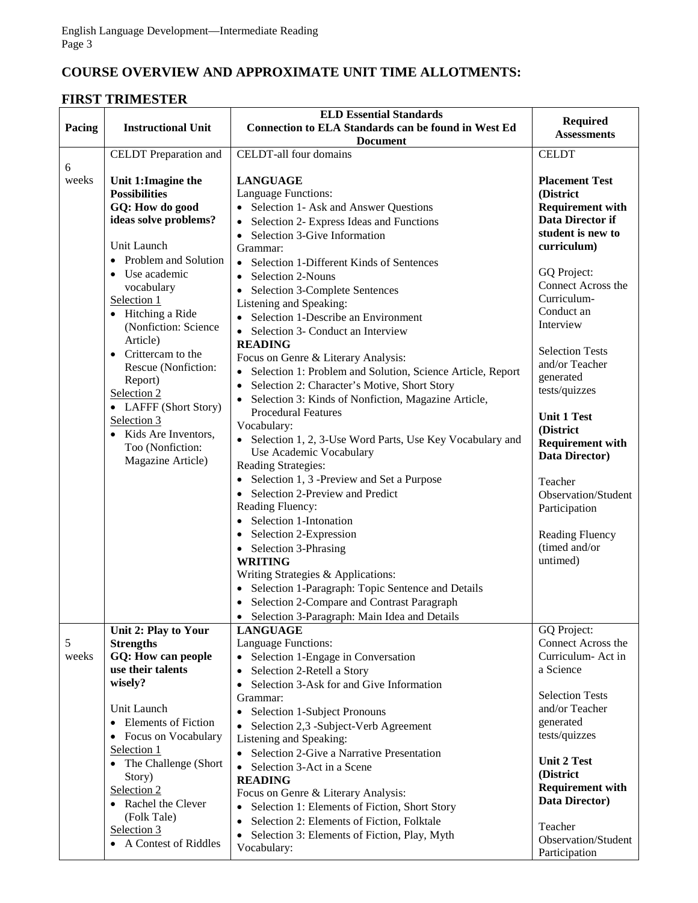## COURSE OVERVIEW AND APPROXIMATE UNIT TIME ALLOTMENTS:

## FIRST TRIMESTER

| Pacing | Instructional Unit | ELD Essential Standards<br>Connection to ELA Standards can be found in West Ed Document | Required Assessments |
|---|---|---|---|
| 6 weeks | CELDT Preparation and<br><br>**Unit 1:Imagine the Possibilities**<br>**GQ: How do good ideas solve problems?**<br><br>Unit Launch<br>• Problem and Solution<br>• Use academic vocabulary<br>Selection 1<br>• Hitching a Ride (Nonfiction: Science Article)<br>• Crittercam to the Rescue (Nonfiction: Report)<br>Selection 2<br>• LAFFF (Short Story)<br>Selection 3<br>• Kids Are Inventors, Too (Nonfiction: Magazine Article) | CELDT-all four domains<br><br>**LANGUAGE**<br>Language Functions:<br>• Selection 1- Ask and Answer Questions<br>• Selection 2- Express Ideas and Functions<br>• Selection 3-Give Information<br>Grammar:<br>• Selection 1-Different Kinds of Sentences<br>• Selection 2-Nouns<br>• Selection 3-Complete Sentences<br>Listening and Speaking:<br>• Selection 1-Describe an Environment<br>• Selection 3- Conduct an Interview<br>**READING**<br>Focus on Genre & Literary Analysis:<br>• Selection 1: Problem and Solution, Science Article, Report<br>• Selection 2: Character's Motive, Short Story<br>• Selection 3: Kinds of Nonfiction, Magazine Article, Procedural Features<br>Vocabulary:<br>• Selection 1, 2, 3-Use Word Parts, Use Key Vocabulary and Use Academic Vocabulary<br>Reading Strategies:<br>• Selection 1, 3 -Preview and Set a Purpose<br>• Selection 2-Preview and Predict<br>Reading Fluency:<br>• Selection 1-Intonation<br>• Selection 2-Expression<br>• Selection 3-Phrasing<br>**WRITING**<br>Writing Strategies & Applications:<br>• Selection 1-Paragraph: Topic Sentence and Details<br>• Selection 2-Compare and Contrast Paragraph<br>• Selection 3-Paragraph: Main Idea and Details | CELDT<br><br>**Placement Test (District Requirement with Data Director if student is new to curriculum)**<br><br>GQ Project: Connect Across the Curriculum- Conduct an Interview<br><br>Selection Tests and/or Teacher generated tests/quizzes<br><br>**Unit 1 Test (District Requirement with Data Director)**<br><br>Teacher Observation/Student Participation<br><br>Reading Fluency (timed and/or untimed) |
| 5 weeks | **Unit 2: Play to Your Strengths**<br>**GQ: How can people use their talents wisely?**<br><br>Unit Launch<br>• Elements of Fiction<br>• Focus on Vocabulary<br>Selection 1<br>• The Challenge (Short Story)<br>Selection 2<br>• Rachel the Clever (Folk Tale)<br>Selection 3<br>• A Contest of Riddles | **LANGUAGE**<br>Language Functions:<br>• Selection 1-Engage in Conversation<br>• Selection 2-Retell a Story<br>• Selection 3-Ask for and Give Information<br>Grammar:<br>• Selection 1-Subject Pronouns<br>• Selection 2,3 -Subject-Verb Agreement<br>Listening and Speaking:<br>• Selection 2-Give a Narrative Presentation<br>• Selection 3-Act in a Scene<br>**READING**<br>Focus on Genre & Literary Analysis:<br>• Selection 1: Elements of Fiction, Short Story<br>• Selection 2: Elements of Fiction, Folktale<br>• Selection 3: Elements of Fiction, Play, Myth<br>Vocabulary: | GQ Project: Connect Across the Curriculum- Act in a Science<br><br>Selection Tests and/or Teacher generated tests/quizzes<br><br>**Unit 2 Test (District Requirement with Data Director)**<br><br>Teacher Observation/Student Participation |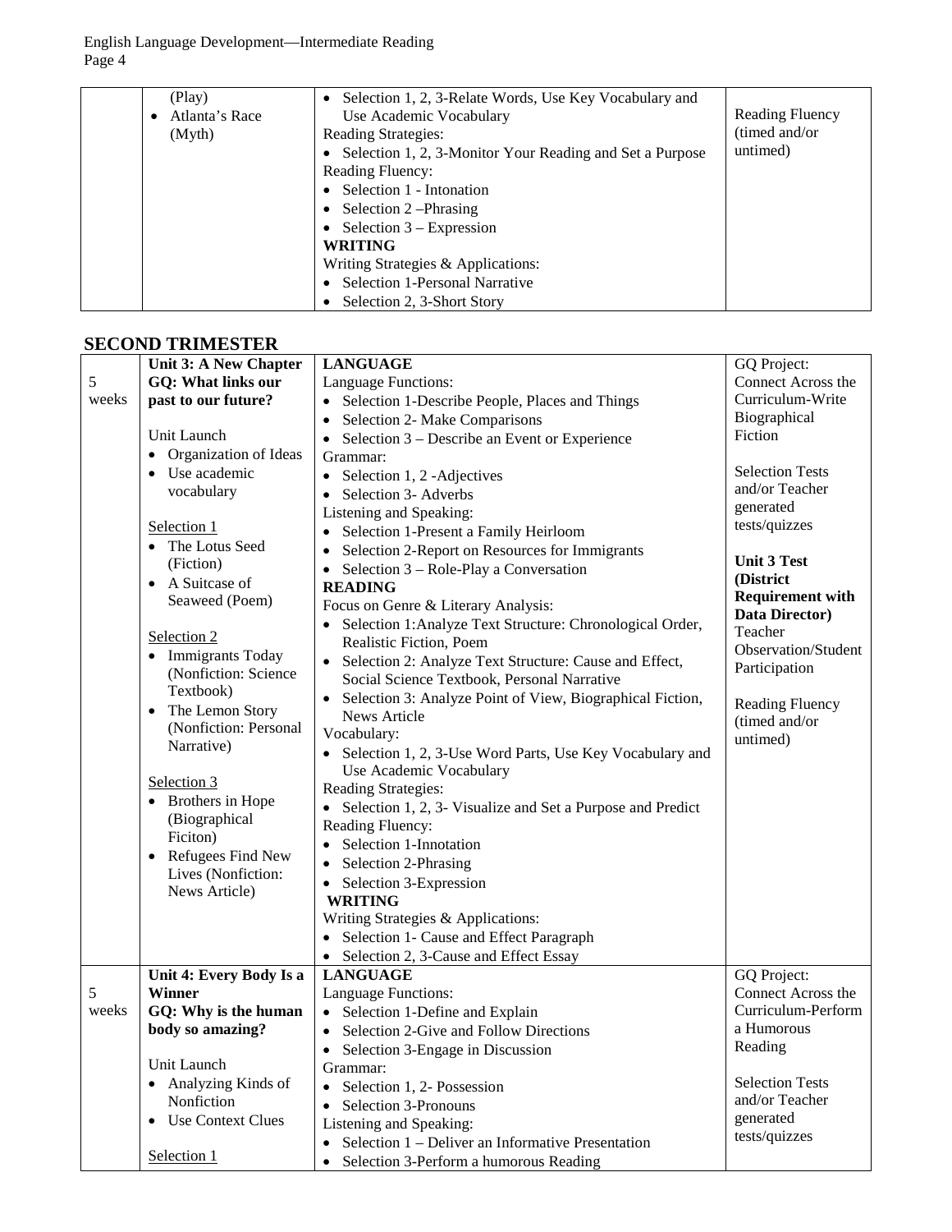| | | | |
|---|---|---|---|
| | (Play)<br>• Atlanta's Race (Myth) | • Selection 1, 2, 3-Relate Words, Use Key Vocabulary and Use Academic Vocabulary<br>Reading Strategies:<br>• Selection 1, 2, 3-Monitor Your Reading and Set a Purpose<br>Reading Fluency:<br>• Selection 1 - Intonation<br>• Selection 2 –Phrasing<br>• Selection 3 – Expression<br>**WRITING**<br>Writing Strategies & Applications:<br>• Selection 1-Personal Narrative<br>• Selection 2, 3-Short Story | Reading Fluency (timed and/or untimed) |

## SECOND TRIMESTER

| | | | |
|---|---|---|---|
| 5 weeks | **Unit 3: A New Chapter**<br>**GQ: What links our past to our future?**<br><br>Unit Launch<br>• Organization of Ideas<br>• Use academic vocabulary<br><br><u>Selection 1</u><br>• The Lotus Seed (Fiction)<br>• A Suitcase of Seaweed (Poem)<br><br><u>Selection 2</u><br>• Immigrants Today (Nonfiction: Science Textbook)<br>• The Lemon Story (Nonfiction: Personal Narrative)<br><br><u>Selection 3</u><br>• Brothers in Hope (Biographical Ficiton)<br>• Refugees Find New Lives (Nonfiction: News Article) | **LANGUAGE**<br>Language Functions:<br>• Selection 1-Describe People, Places and Things<br>• Selection 2- Make Comparisons<br>• Selection 3 – Describe an Event or Experience<br>Grammar:<br>• Selection 1, 2 -Adjectives<br>• Selection 3- Adverbs<br>Listening and Speaking:<br>• Selection 1-Present a Family Heirloom<br>• Selection 2-Report on Resources for Immigrants<br>• Selection 3 – Role-Play a Conversation<br>**READING**<br>Focus on Genre & Literary Analysis:<br>• Selection 1:Analyze Text Structure: Chronological Order, Realistic Fiction, Poem<br>• Selection 2: Analyze Text Structure: Cause and Effect, Social Science Textbook, Personal Narrative<br>• Selection 3: Analyze Point of View, Biographical Fiction, News Article<br>Vocabulary:<br>• Selection 1, 2, 3-Use Word Parts, Use Key Vocabulary and Use Academic Vocabulary<br>Reading Strategies:<br>• Selection 1, 2, 3- Visualize and Set a Purpose and Predict<br>Reading Fluency:<br>• Selection 1-Innotation<br>• Selection 2-Phrasing<br>• Selection 3-Expression<br>**WRITING**<br>Writing Strategies & Applications:<br>• Selection 1- Cause and Effect Paragraph<br>• Selection 2, 3-Cause and Effect Essay | GQ Project: Connect Across the Curriculum-Write Biographical Fiction<br><br>Selection Tests and/or Teacher generated tests/quizzes<br><br>**Unit 3 Test (District Requirement with Data Director)**<br>Teacher Observation/Student Participation<br><br>Reading Fluency (timed and/or untimed) |
| 5 weeks | **Unit 4: Every Body Is a Winner**<br>**GQ: Why is the human body so amazing?**<br><br>Unit Launch<br>• Analyzing Kinds of Nonfiction<br>• Use Context Clues<br><br><u>Selection 1</u> | **LANGUAGE**<br>Language Functions:<br>• Selection 1-Define and Explain<br>• Selection 2-Give and Follow Directions<br>• Selection 3-Engage in Discussion<br>Grammar:<br>• Selection 1, 2- Possession<br>• Selection 3-Pronouns<br>Listening and Speaking:<br>• Selection 1 – Deliver an Informative Presentation<br>• Selection 3-Perform a humorous Reading | GQ Project: Connect Across the Curriculum-Perform a Humorous Reading<br><br>Selection Tests and/or Teacher generated tests/quizzes |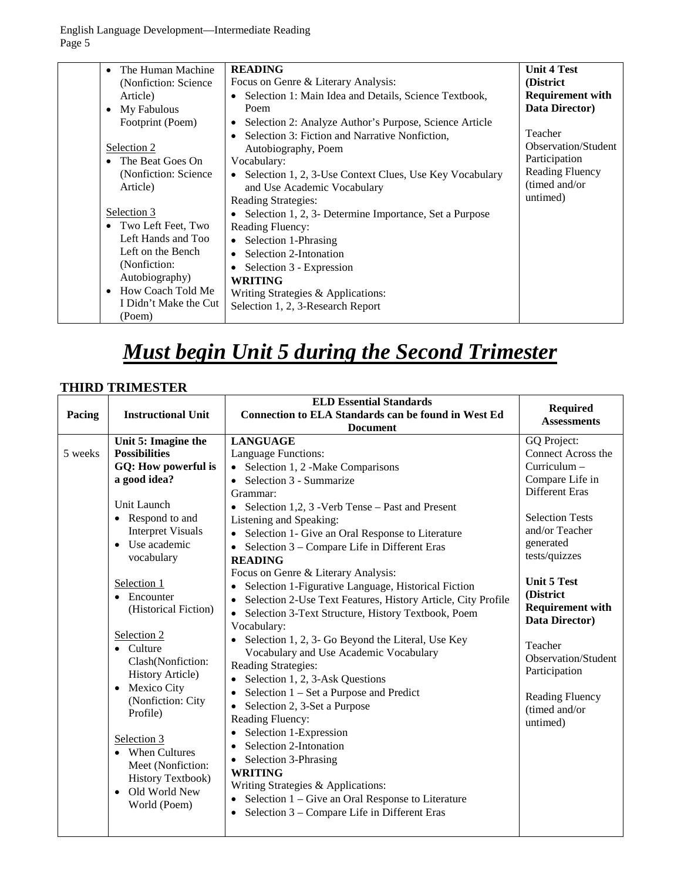| | | | |
|---|---|---|---|
| | • The Human Machine (Nonfiction: Science Article)<br>• My Fabulous Footprint (Poem)<br><br>Selection 2<br>• The Beat Goes On (Nonfiction: Science Article)<br><br>Selection 3<br>• Two Left Feet, Two Left Hands and Too Left on the Bench (Nonfiction: Autobiography)<br>• How Coach Told Me I Didn't Make the Cut (Poem) | **READING**<br>Focus on Genre & Literary Analysis:<br>• Selection 1: Main Idea and Details, Science Textbook, Poem<br>• Selection 2: Analyze Author's Purpose, Science Article<br>• Selection 3: Fiction and Narrative Nonfiction, Autobiography, Poem<br>Vocabulary:<br>• Selection 1, 2, 3-Use Context Clues, Use Key Vocabulary and Use Academic Vocabulary<br>Reading Strategies:<br>• Selection 1, 2, 3- Determine Importance, Set a Purpose<br>Reading Fluency:<br>• Selection 1-Phrasing<br>• Selection 2-Intonation<br>• Selection 3 - Expression<br>**WRITING**<br>Writing Strategies & Applications:<br>Selection 1, 2, 3-Research Report | **Unit 4 Test (District Requirement with Data Director)**<br><br>Teacher Observation/Student Participation<br>Reading Fluency (timed and/or untimed) |

# ***Must begin Unit 5 during the Second Trimester***

## THIRD TRIMESTER

| Pacing | Instructional Unit | ELD Essential Standards<br>Connection to ELA Standards can be found in West Ed Document | Required Assessments |
|---|---|---|---|
| 5 weeks | **Unit 5: Imagine the Possibilities**<br>**GQ: How powerful is a good idea?**<br><br>Unit Launch<br>• Respond to and Interpret Visuals<br>• Use academic vocabulary<br><br>Selection 1<br>• Encounter (Historical Fiction)<br><br>Selection 2<br>• Culture Clash(Nonfiction: History Article)<br>• Mexico City (Nonfiction: City Profile)<br><br>Selection 3<br>• When Cultures Meet (Nonfiction: History Textbook)<br>• Old World New World (Poem) | **LANGUAGE**<br>Language Functions:<br>• Selection 1, 2 -Make Comparisons<br>• Selection 3 - Summarize<br>Grammar:<br>• Selection 1,2, 3 -Verb Tense – Past and Present<br>Listening and Speaking:<br>• Selection 1- Give an Oral Response to Literature<br>• Selection 3 – Compare Life in Different Eras<br>**READING**<br>Focus on Genre & Literary Analysis:<br>• Selection 1-Figurative Language, Historical Fiction<br>• Selection 2-Use Text Features, History Article, City Profile<br>• Selection 3-Text Structure, History Textbook, Poem<br>Vocabulary:<br>• Selection 1, 2, 3- Go Beyond the Literal, Use Key Vocabulary and Use Academic Vocabulary<br>Reading Strategies:<br>• Selection 1, 2, 3-Ask Questions<br>• Selection 1 – Set a Purpose and Predict<br>• Selection 2, 3-Set a Purpose<br>Reading Fluency:<br>• Selection 1-Expression<br>• Selection 2-Intonation<br>• Selection 3-Phrasing<br>**WRITING**<br>Writing Strategies & Applications:<br>• Selection 1 – Give an Oral Response to Literature<br>• Selection 3 – Compare Life in Different Eras | GQ Project: Connect Across the Curriculum – Compare Life in Different Eras<br><br>Selection Tests and/or Teacher generated tests/quizzes<br><br>**Unit 5 Test (District Requirement with Data Director)**<br><br>Teacher Observation/Student Participation<br><br>Reading Fluency (timed and/or untimed) |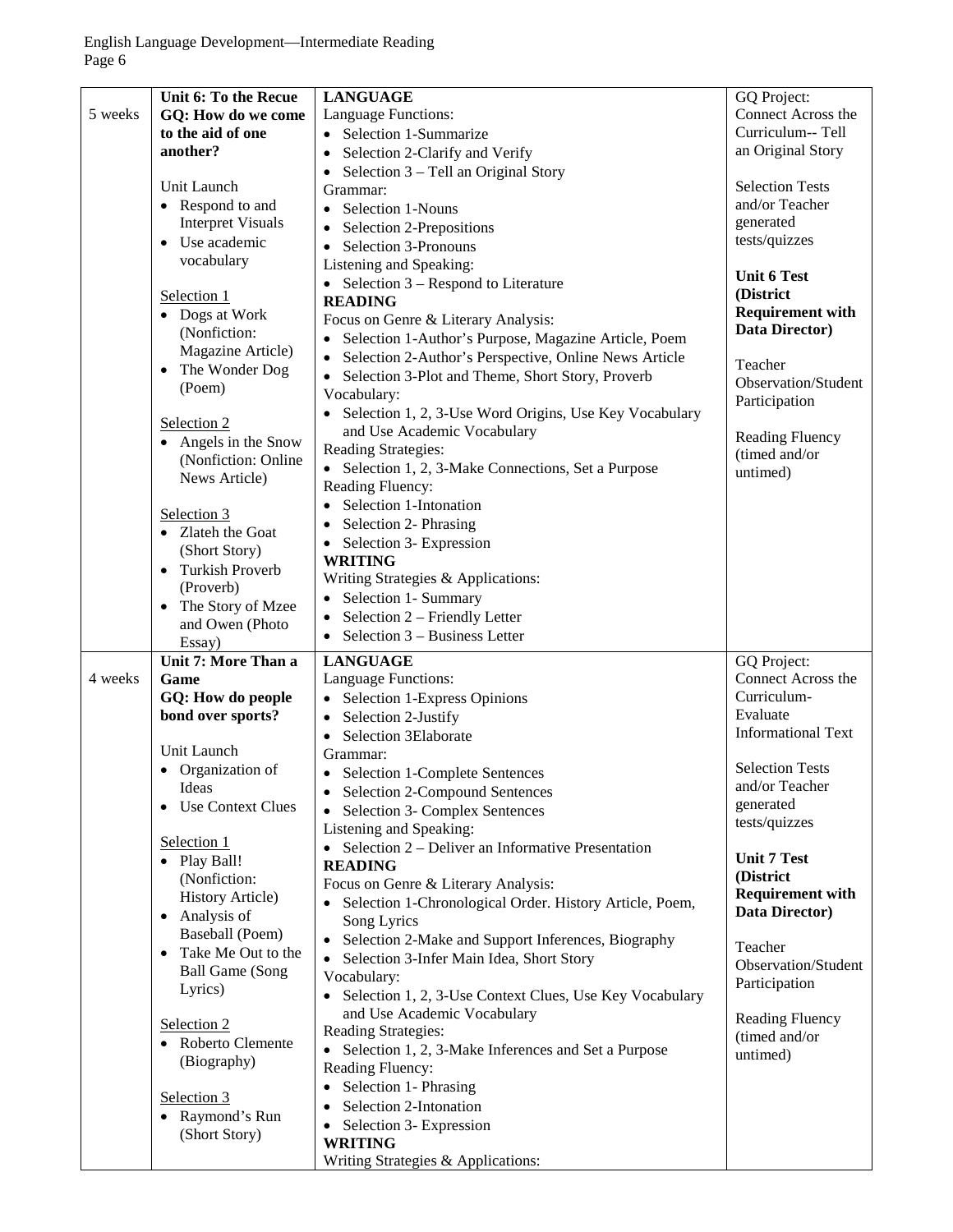| | | | |
|---|---|---|---|
| 5 weeks | **Unit 6: To the Recue**<br>**GQ: How do we come to the aid of one another?**<br><br>Unit Launch<br>• Respond to and Interpret Visuals<br>• Use academic vocabulary<br><br><u>Selection 1</u><br>• Dogs at Work (Nonfiction: Magazine Article)<br>• The Wonder Dog (Poem)<br><br><u>Selection 2</u><br>• Angels in the Snow (Nonfiction: Online News Article)<br><br><u>Selection 3</u><br>• Zlateh the Goat (Short Story)<br>• Turkish Proverb (Proverb)<br>• The Story of Mzee and Owen (Photo Essay) | **LANGUAGE**<br>Language Functions:<br>• Selection 1-Summarize<br>• Selection 2-Clarify and Verify<br>• Selection 3 – Tell an Original Story<br>Grammar:<br>• Selection 1-Nouns<br>• Selection 2-Prepositions<br>• Selection 3-Pronouns<br>Listening and Speaking:<br>• Selection 3 – Respond to Literature<br>**READING**<br>Focus on Genre & Literary Analysis:<br>• Selection 1-Author's Purpose, Magazine Article, Poem<br>• Selection 2-Author's Perspective, Online News Article<br>• Selection 3-Plot and Theme, Short Story, Proverb<br>Vocabulary:<br>• Selection 1, 2, 3-Use Word Origins, Use Key Vocabulary and Use Academic Vocabulary<br>Reading Strategies:<br>• Selection 1, 2, 3-Make Connections, Set a Purpose<br>Reading Fluency:<br>• Selection 1-Intonation<br>• Selection 2- Phrasing<br>• Selection 3- Expression<br>**WRITING**<br>Writing Strategies & Applications:<br>• Selection 1- Summary<br>• Selection 2 – Friendly Letter<br>• Selection 3 – Business Letter | GQ Project: Connect Across the Curriculum-- Tell an Original Story<br><br>Selection Tests and/or Teacher generated tests/quizzes<br><br>**Unit 6 Test (District Requirement with Data Director)**<br><br>Teacher Observation/Student Participation<br><br>Reading Fluency (timed and/or untimed) |
| 4 weeks | **Unit 7: More Than a Game**<br>**GQ: How do people bond over sports?**<br><br>Unit Launch<br>• Organization of Ideas<br>• Use Context Clues<br><br><u>Selection 1</u><br>• Play Ball! (Nonfiction: History Article)<br>• Analysis of Baseball (Poem)<br>• Take Me Out to the Ball Game (Song Lyrics)<br><br><u>Selection 2</u><br>• Roberto Clemente (Biography)<br><br><u>Selection 3</u><br>• Raymond's Run (Short Story) | **LANGUAGE**<br>Language Functions:<br>• Selection 1-Express Opinions<br>• Selection 2-Justify<br>• Selection 3Elaborate<br>Grammar:<br>• Selection 1-Complete Sentences<br>• Selection 2-Compound Sentences<br>• Selection 3- Complex Sentences<br>Listening and Speaking:<br>• Selection 2 – Deliver an Informative Presentation<br>**READING**<br>Focus on Genre & Literary Analysis:<br>• Selection 1-Chronological Order. History Article, Poem, Song Lyrics<br>• Selection 2-Make and Support Inferences, Biography<br>• Selection 3-Infer Main Idea, Short Story<br>Vocabulary:<br>• Selection 1, 2, 3-Use Context Clues, Use Key Vocabulary and Use Academic Vocabulary<br>Reading Strategies:<br>• Selection 1, 2, 3-Make Inferences and Set a Purpose<br>Reading Fluency:<br>• Selection 1- Phrasing<br>• Selection 2-Intonation<br>• Selection 3- Expression<br>**WRITING**<br>Writing Strategies & Applications: | GQ Project: Connect Across the Curriculum- Evaluate Informational Text<br><br>Selection Tests and/or Teacher generated tests/quizzes<br><br>**Unit 7 Test (District Requirement with Data Director)**<br><br>Teacher Observation/Student Participation<br><br>Reading Fluency (timed and/or untimed) |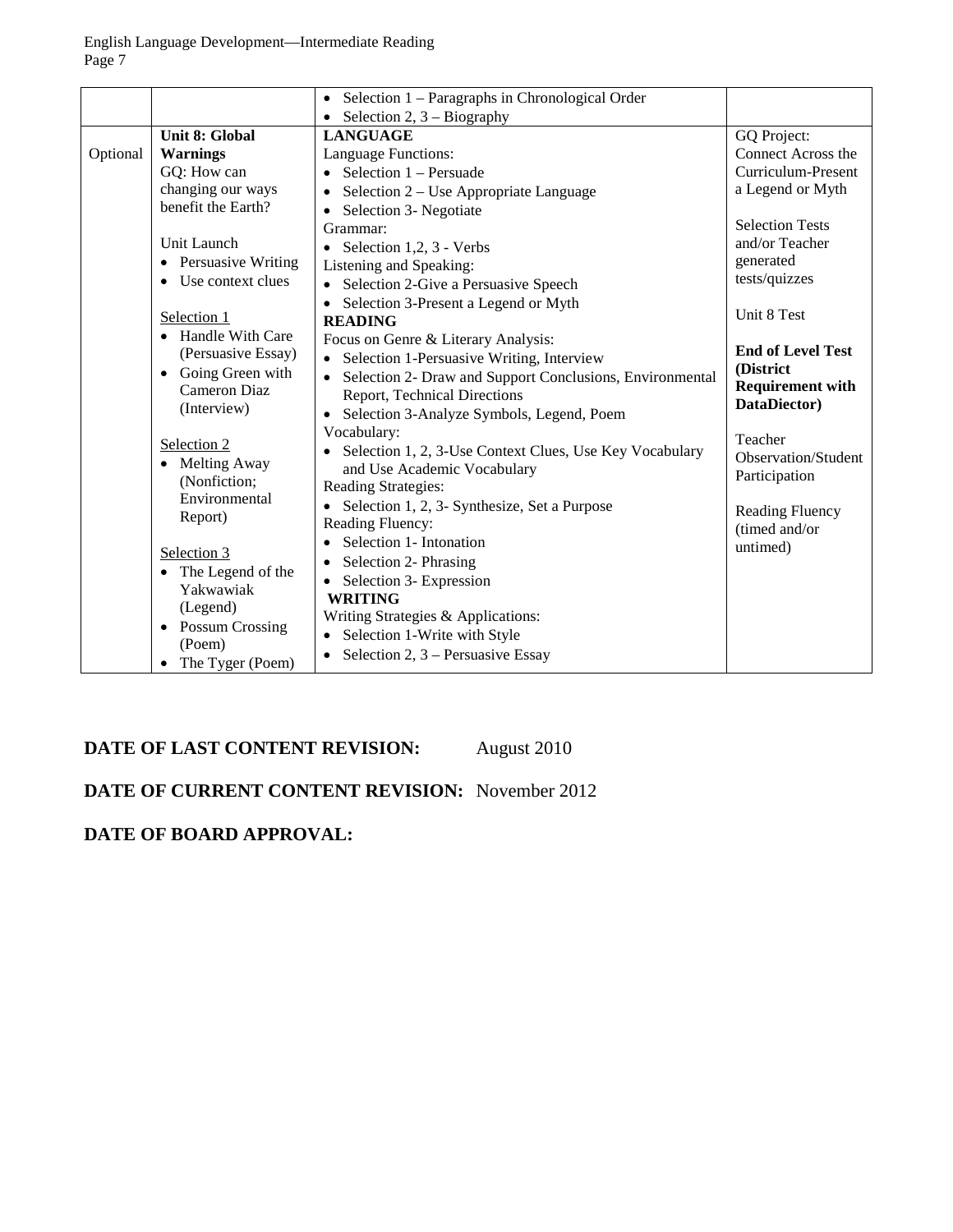| | | | |
|---|---|---|---|
| | | • Selection 1 – Paragraphs in Chronological Order<br>• Selection 2, 3 – Biography | |
| Optional | **Unit 8: Global Warnings**<br>GQ: How can changing our ways benefit the Earth?<br><br>Unit Launch<br>• Persuasive Writing<br>• Use context clues<br><br>Selection 1<br>• Handle With Care (Persuasive Essay)<br>• Going Green with Cameron Diaz (Interview)<br><br>Selection 2<br>• Melting Away (Nonfiction; Environmental Report)<br><br>Selection 3<br>• The Legend of the Yakwawiak (Legend)<br>• Possum Crossing (Poem)<br>• The Tyger (Poem) | **LANGUAGE**<br>Language Functions:<br>• Selection 1 – Persuade<br>• Selection 2 – Use Appropriate Language<br>• Selection 3- Negotiate<br>Grammar:<br>• Selection 1,2, 3 - Verbs<br>Listening and Speaking:<br>• Selection 2-Give a Persuasive Speech<br>• Selection 3-Present a Legend or Myth<br>**READING**<br>Focus on Genre & Literary Analysis:<br>• Selection 1-Persuasive Writing, Interview<br>• Selection 2- Draw and Support Conclusions, Environmental Report, Technical Directions<br>• Selection 3-Analyze Symbols, Legend, Poem<br>Vocabulary:<br>• Selection 1, 2, 3-Use Context Clues, Use Key Vocabulary and Use Academic Vocabulary<br>Reading Strategies:<br>• Selection 1, 2, 3- Synthesize, Set a Purpose<br>Reading Fluency:<br>• Selection 1- Intonation<br>• Selection 2- Phrasing<br>• Selection 3- Expression<br>**WRITING**<br>Writing Strategies & Applications:<br>• Selection 1-Write with Style<br>• Selection 2, 3 – Persuasive Essay | GQ Project: Connect Across the Curriculum-Present a Legend or Myth<br><br>Selection Tests and/or Teacher generated tests/quizzes<br><br>Unit 8 Test<br><br>**End of Level Test (District Requirement with DataDiector)**<br><br>Teacher Observation/Student Participation<br><br>Reading Fluency (timed and/or untimed) |

**DATE OF LAST CONTENT REVISION:** August 2010

**DATE OF CURRENT CONTENT REVISION:** November 2012

**DATE OF BOARD APPROVAL:**